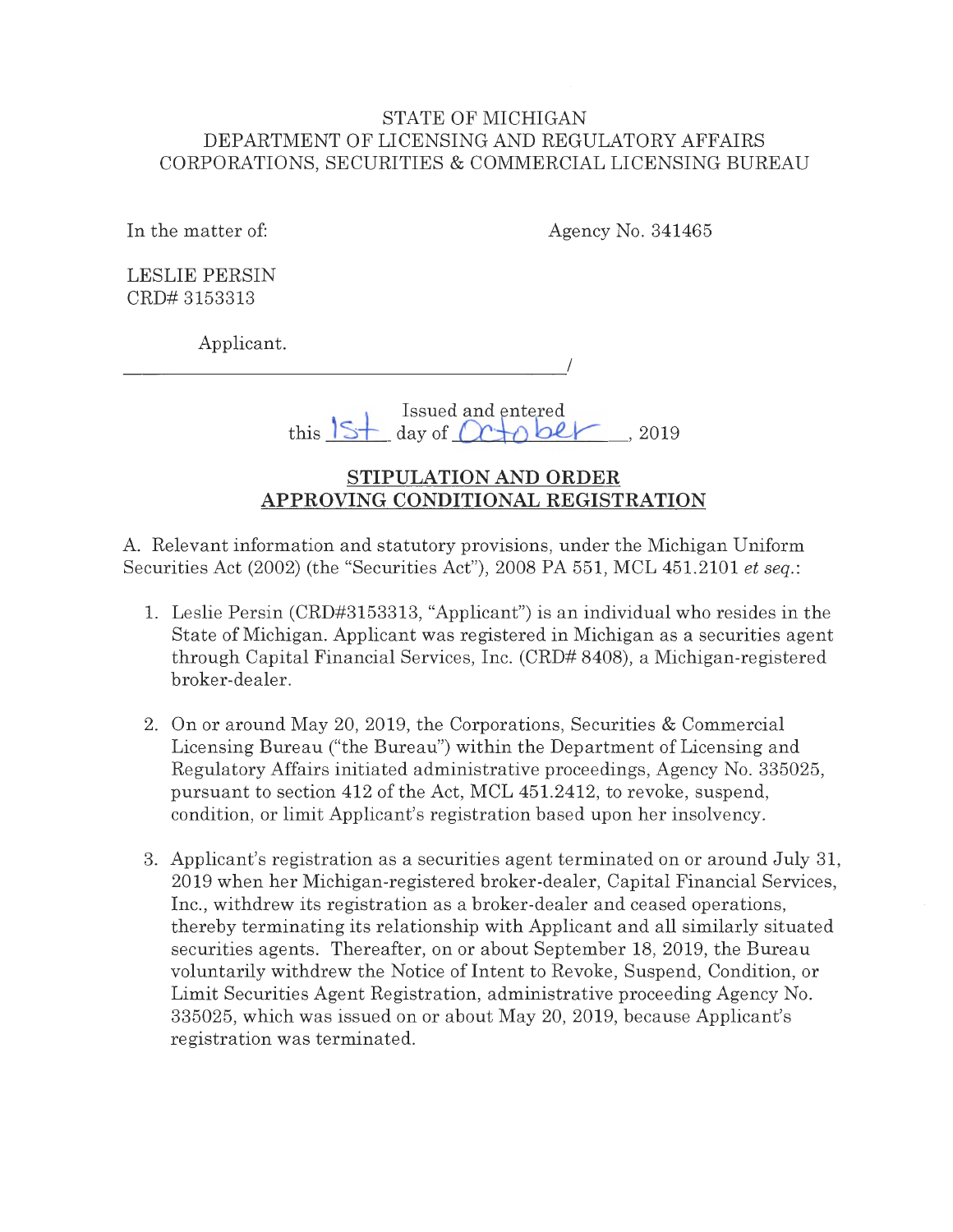STATE OF MICHIGAN
DEPARTMENT OF LICENSING AND REGULATORY AFFAIRS
CORPORATIONS, SECURITIES & COMMERCIAL LICENSING BUREAU

In the matter of: Agency No. 341465

LESLIE PERSIN
CRD# 3153313

Applicant.
______________________________________/

Issued and entered
this 1st day of October, 2019

## STIPULATION AND ORDER APPROVING CONDITIONAL REGISTRATION

A. Relevant information and statutory provisions, under the Michigan Uniform Securities Act (2002) (the "Securities Act"), 2008 PA 551, MCL 451.2101 *et seq.*:

1. Leslie Persin (CRD#3153313, "Applicant") is an individual who resides in the State of Michigan. Applicant was registered in Michigan as a securities agent through Capital Financial Services, Inc. (CRD# 8408), a Michigan-registered broker-dealer.

2. On or around May 20, 2019, the Corporations, Securities & Commercial Licensing Bureau ("the Bureau") within the Department of Licensing and Regulatory Affairs initiated administrative proceedings, Agency No. 335025, pursuant to section 412 of the Act, MCL 451.2412, to revoke, suspend, condition, or limit Applicant's registration based upon her insolvency.

3. Applicant's registration as a securities agent terminated on or around July 31, 2019 when her Michigan-registered broker-dealer, Capital Financial Services, Inc., withdrew its registration as a broker-dealer and ceased operations, thereby terminating its relationship with Applicant and all similarly situated securities agents. Thereafter, on or about September 18, 2019, the Bureau voluntarily withdrew the Notice of Intent to Revoke, Suspend, Condition, or Limit Securities Agent Registration, administrative proceeding Agency No. 335025, which was issued on or about May 20, 2019, because Applicant's registration was terminated.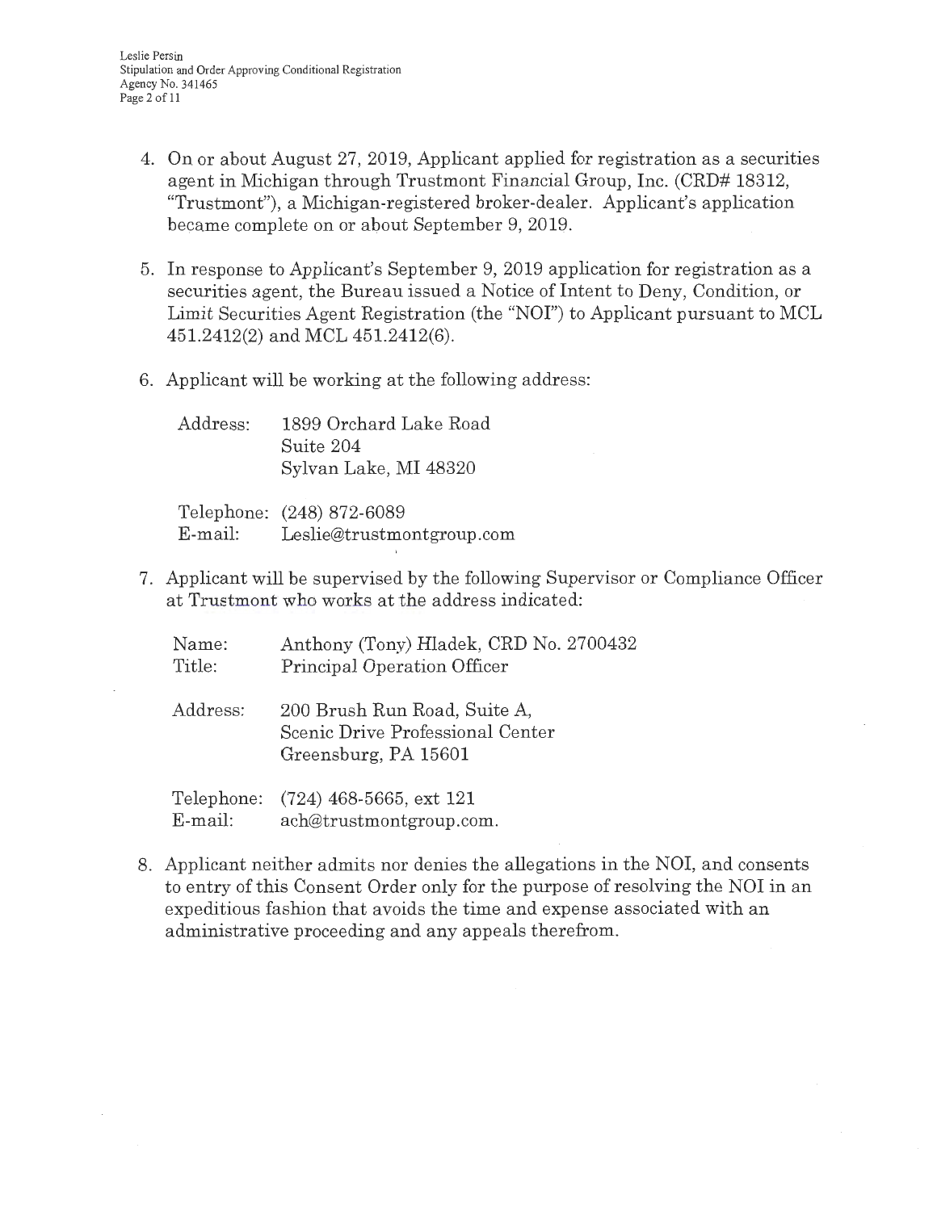4. On or about August 27, 2019, Applicant applied for registration as a securities agent in Michigan through Trustmont Financial Group, Inc. (CRD# 18312, "Trustmont"), a Michigan-registered broker-dealer. Applicant's application became complete on or about September 9, 2019.

5. In response to Applicant's September 9, 2019 application for registration as a securities agent, the Bureau issued a Notice of Intent to Deny, Condition, or Limit Securities Agent Registration (the "NOI") to Applicant pursuant to MCL 451.2412(2) and MCL 451.2412(6).

6. Applicant will be working at the following address:

   Address: 1899 Orchard Lake Road
   Suite 204
   Sylvan Lake, MI 48320

   Telephone: (248) 872-6089
   E-mail: Leslie@trustmontgroup.com

7. Applicant will be supervised by the following Supervisor or Compliance Officer at Trustmont who works at the address indicated:

   Name: Anthony (Tony) Hladek, CRD No. 2700432
   Title: Principal Operation Officer

   Address: 200 Brush Run Road, Suite A,
   Scenic Drive Professional Center
   Greensburg, PA 15601

   Telephone: (724) 468-5665, ext 121
   E-mail: ach@trustmontgroup.com.

8. Applicant neither admits nor denies the allegations in the NOI, and consents to entry of this Consent Order only for the purpose of resolving the NOI in an expeditious fashion that avoids the time and expense associated with an administrative proceeding and any appeals therefrom.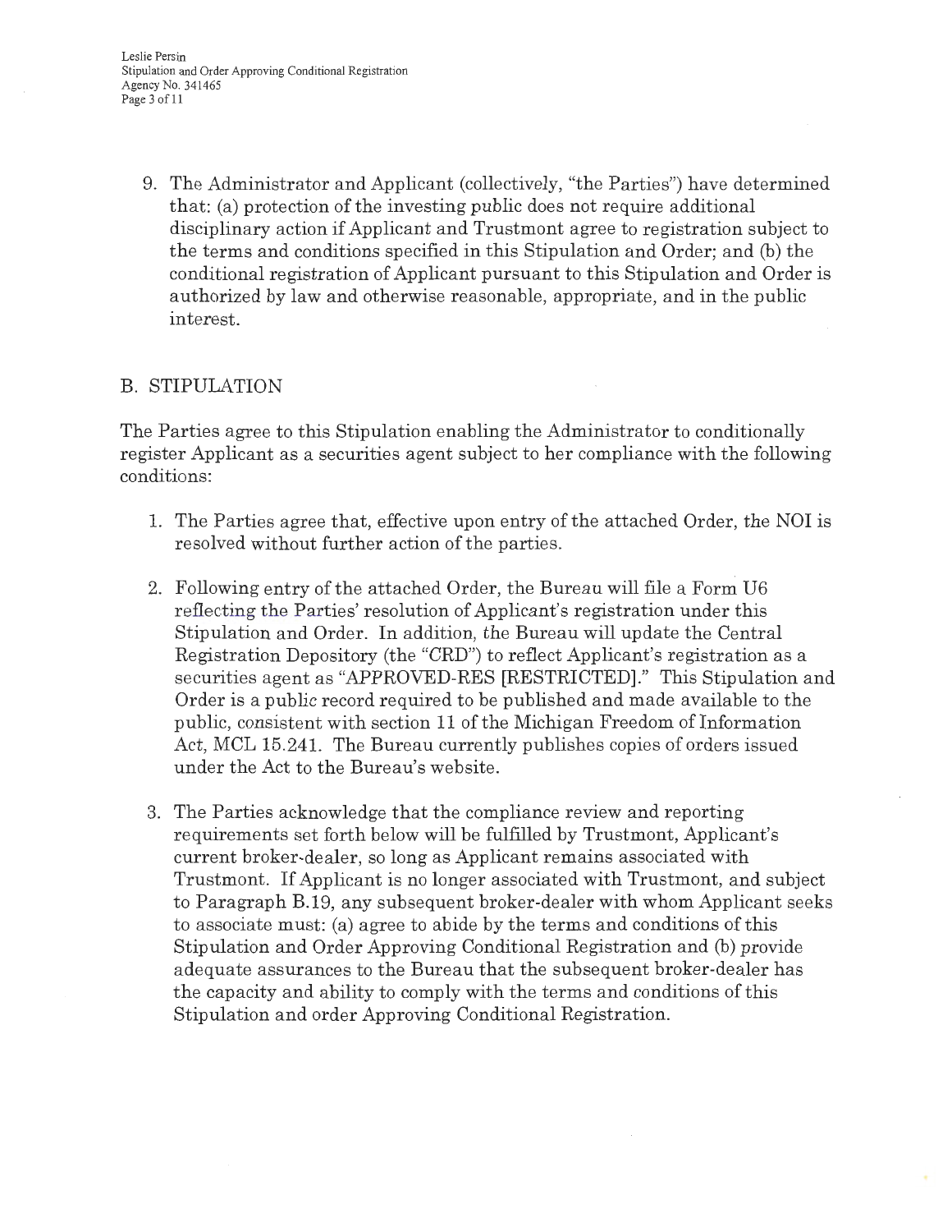9. The Administrator and Applicant (collectively, "the Parties") have determined that: (a) protection of the investing public does not require additional disciplinary action if Applicant and Trustmont agree to registration subject to the terms and conditions specified in this Stipulation and Order; and (b) the conditional registration of Applicant pursuant to this Stipulation and Order is authorized by law and otherwise reasonable, appropriate, and in the public interest.

## B. STIPULATION

The Parties agree to this Stipulation enabling the Administrator to conditionally register Applicant as a securities agent subject to her compliance with the following conditions:

1. The Parties agree that, effective upon entry of the attached Order, the NOI is resolved without further action of the parties.

2. Following entry of the attached Order, the Bureau will file a Form U6 reflecting the Parties' resolution of Applicant's registration under this Stipulation and Order. In addition, the Bureau will update the Central Registration Depository (the "CRD") to reflect Applicant's registration as a securities agent as "APPROVED-RES [RESTRICTED]." This Stipulation and Order is a public record required to be published and made available to the public, consistent with section 11 of the Michigan Freedom of Information Act, MCL 15.241. The Bureau currently publishes copies of orders issued under the Act to the Bureau's website.

3. The Parties acknowledge that the compliance review and reporting requirements set forth below will be fulfilled by Trustmont, Applicant's current broker-dealer, so long as Applicant remains associated with Trustmont. If Applicant is no longer associated with Trustmont, and subject to Paragraph B.19, any subsequent broker-dealer with whom Applicant seeks to associate must: (a) agree to abide by the terms and conditions of this Stipulation and Order Approving Conditional Registration and (b) provide adequate assurances to the Bureau that the subsequent broker-dealer has the capacity and ability to comply with the terms and conditions of this Stipulation and order Approving Conditional Registration.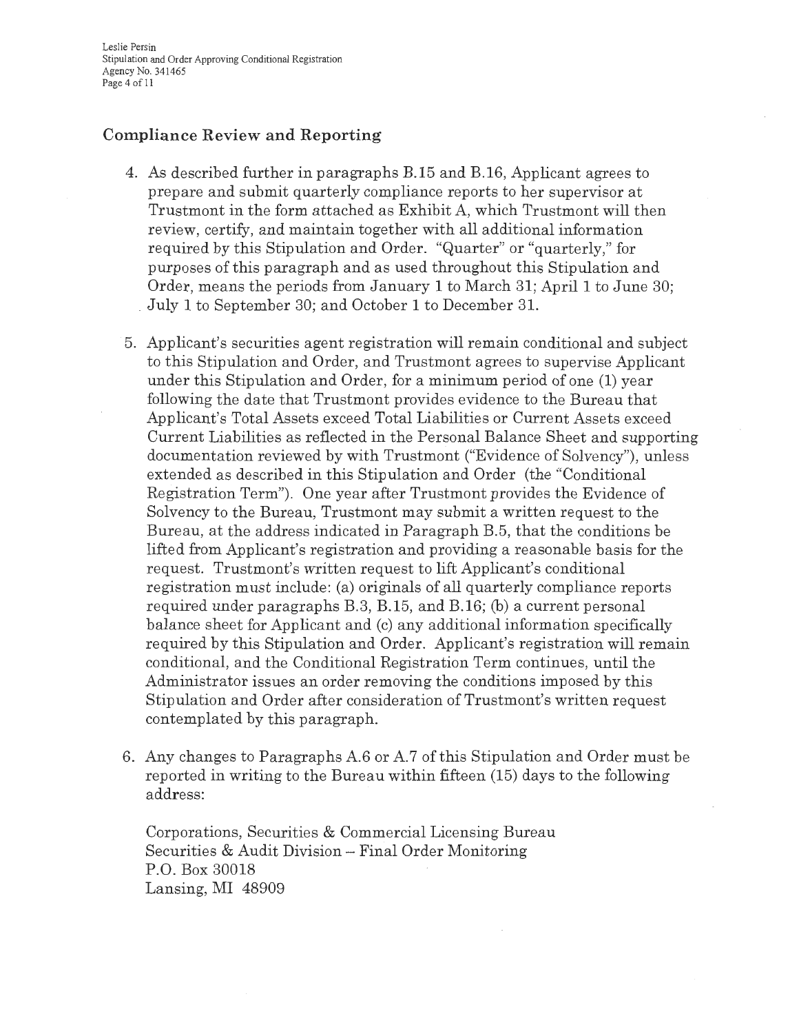## Compliance Review and Reporting

4. As described further in paragraphs B.15 and B.16, Applicant agrees to prepare and submit quarterly compliance reports to her supervisor at Trustmont in the form attached as Exhibit A, which Trustmont will then review, certify, and maintain together with all additional information required by this Stipulation and Order. "Quarter" or "quarterly," for purposes of this paragraph and as used throughout this Stipulation and Order, means the periods from January 1 to March 31; April 1 to June 30; July 1 to September 30; and October 1 to December 31.

5. Applicant's securities agent registration will remain conditional and subject to this Stipulation and Order, and Trustmont agrees to supervise Applicant under this Stipulation and Order, for a minimum period of one (1) year following the date that Trustmont provides evidence to the Bureau that Applicant's Total Assets exceed Total Liabilities or Current Assets exceed Current Liabilities as reflected in the Personal Balance Sheet and supporting documentation reviewed by with Trustmont ("Evidence of Solvency"), unless extended as described in this Stipulation and Order (the "Conditional Registration Term"). One year after Trustmont provides the Evidence of Solvency to the Bureau, Trustmont may submit a written request to the Bureau, at the address indicated in Paragraph B.5, that the conditions be lifted from Applicant's registration and providing a reasonable basis for the request. Trustmont's written request to lift Applicant's conditional registration must include: (a) originals of all quarterly compliance reports required under paragraphs B.3, B.15, and B.16; (b) a current personal balance sheet for Applicant and (c) any additional information specifically required by this Stipulation and Order. Applicant's registration will remain conditional, and the Conditional Registration Term continues, until the Administrator issues an order removing the conditions imposed by this Stipulation and Order after consideration of Trustmont's written request contemplated by this paragraph.

6. Any changes to Paragraphs A.6 or A.7 of this Stipulation and Order must be reported in writing to the Bureau within fifteen (15) days to the following address:

   Corporations, Securities & Commercial Licensing Bureau
   Securities & Audit Division – Final Order Monitoring
   P.O. Box 30018
   Lansing, MI 48909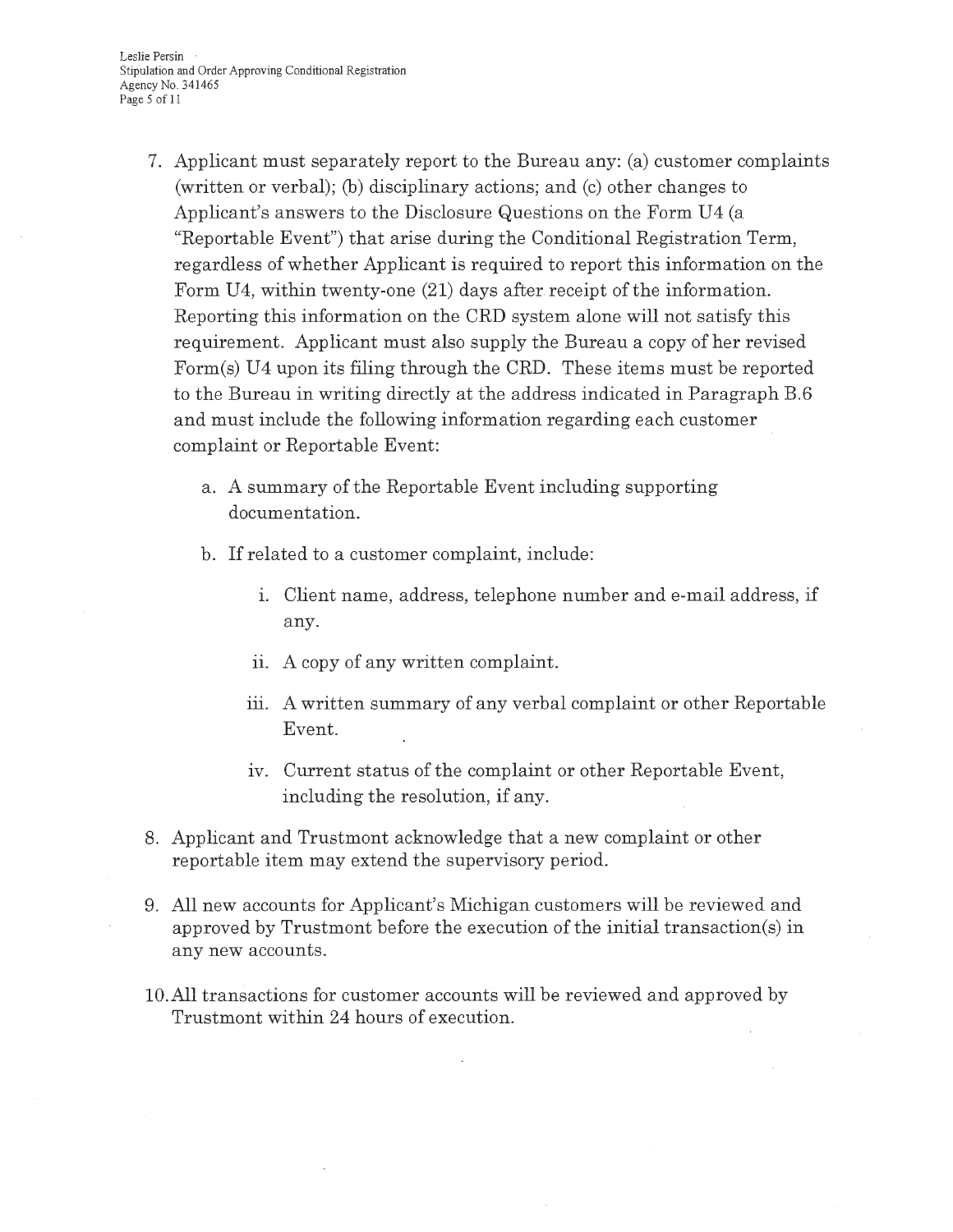7. Applicant must separately report to the Bureau any: (a) customer complaints (written or verbal); (b) disciplinary actions; and (c) other changes to Applicant's answers to the Disclosure Questions on the Form U4 (a "Reportable Event") that arise during the Conditional Registration Term, regardless of whether Applicant is required to report this information on the Form U4, within twenty-one (21) days after receipt of the information. Reporting this information on the CRD system alone will not satisfy this requirement. Applicant must also supply the Bureau a copy of her revised Form(s) U4 upon its filing through the CRD. These items must be reported to the Bureau in writing directly at the address indicated in Paragraph B.6 and must include the following information regarding each customer complaint or Reportable Event:

   a. A summary of the Reportable Event including supporting documentation.

   b. If related to a customer complaint, include:

      i. Client name, address, telephone number and e-mail address, if any.

      ii. A copy of any written complaint.

      iii. A written summary of any verbal complaint or other Reportable Event.

      iv. Current status of the complaint or other Reportable Event, including the resolution, if any.

8. Applicant and Trustmont acknowledge that a new complaint or other reportable item may extend the supervisory period.

9. All new accounts for Applicant's Michigan customers will be reviewed and approved by Trustmont before the execution of the initial transaction(s) in any new accounts.

10. All transactions for customer accounts will be reviewed and approved by Trustmont within 24 hours of execution.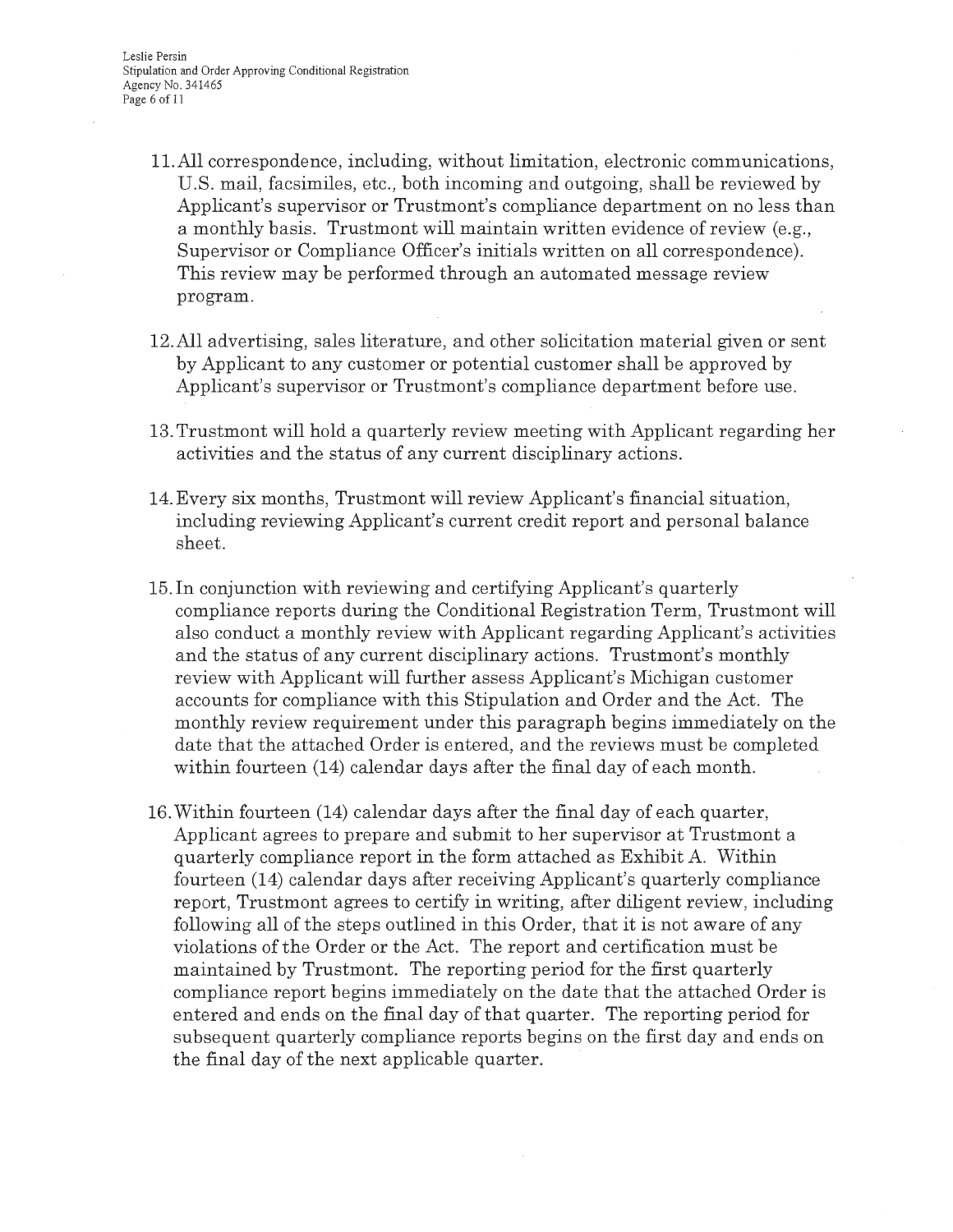11. All correspondence, including, without limitation, electronic communications, U.S. mail, facsimiles, etc., both incoming and outgoing, shall be reviewed by Applicant's supervisor or Trustmont's compliance department on no less than a monthly basis. Trustmont will maintain written evidence of review (e.g., Supervisor or Compliance Officer's initials written on all correspondence). This review may be performed through an automated message review program.

12. All advertising, sales literature, and other solicitation material given or sent by Applicant to any customer or potential customer shall be approved by Applicant's supervisor or Trustmont's compliance department before use.

13. Trustmont will hold a quarterly review meeting with Applicant regarding her activities and the status of any current disciplinary actions.

14. Every six months, Trustmont will review Applicant's financial situation, including reviewing Applicant's current credit report and personal balance sheet.

15. In conjunction with reviewing and certifying Applicant's quarterly compliance reports during the Conditional Registration Term, Trustmont will also conduct a monthly review with Applicant regarding Applicant's activities and the status of any current disciplinary actions. Trustmont's monthly review with Applicant will further assess Applicant's Michigan customer accounts for compliance with this Stipulation and Order and the Act. The monthly review requirement under this paragraph begins immediately on the date that the attached Order is entered, and the reviews must be completed within fourteen (14) calendar days after the final day of each month.

16. Within fourteen (14) calendar days after the final day of each quarter, Applicant agrees to prepare and submit to her supervisor at Trustmont a quarterly compliance report in the form attached as Exhibit A. Within fourteen (14) calendar days after receiving Applicant's quarterly compliance report, Trustmont agrees to certify in writing, after diligent review, including following all of the steps outlined in this Order, that it is not aware of any violations of the Order or the Act. The report and certification must be maintained by Trustmont. The reporting period for the first quarterly compliance report begins immediately on the date that the attached Order is entered and ends on the final day of that quarter. The reporting period for subsequent quarterly compliance reports begins on the first day and ends on the final day of the next applicable quarter.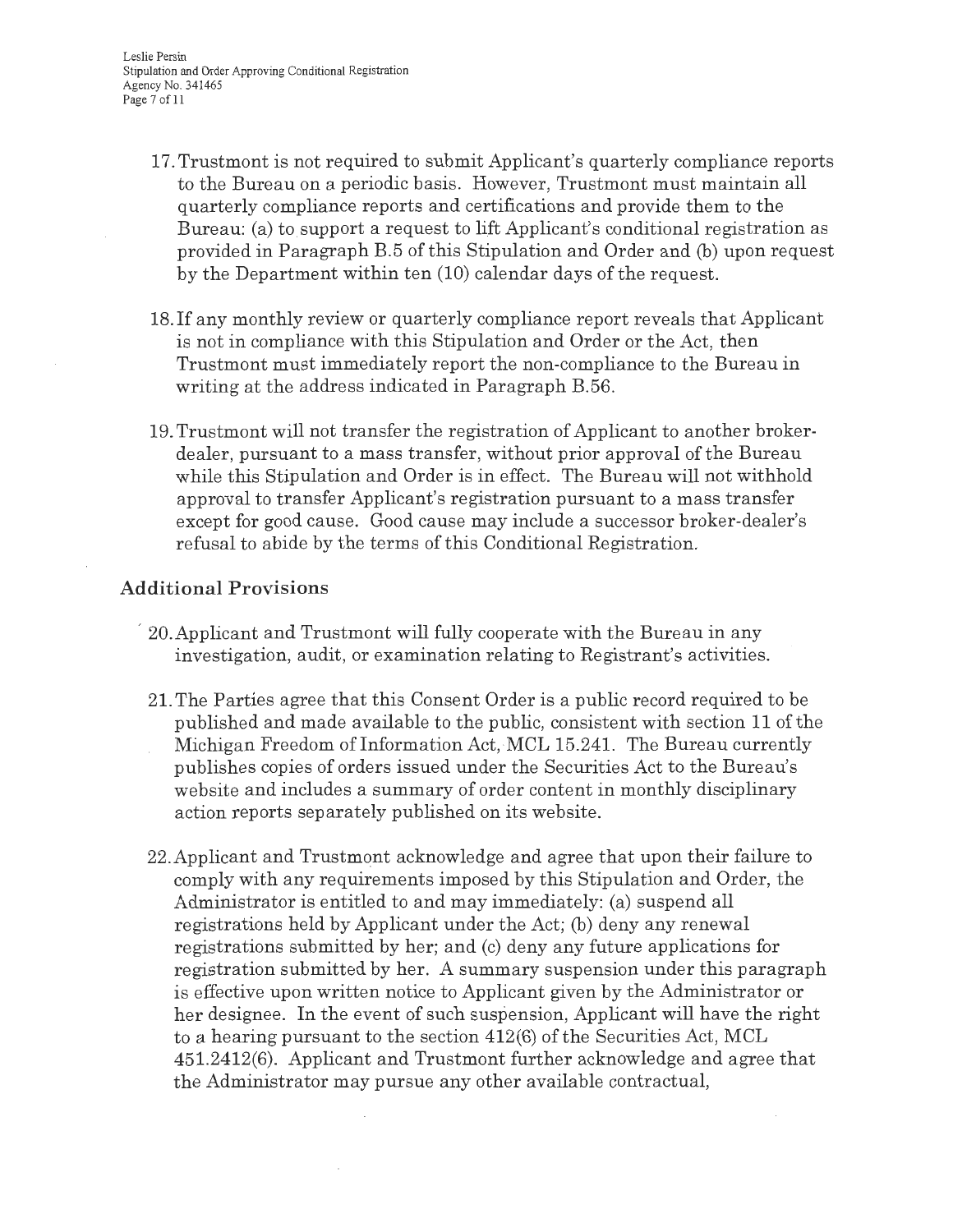17. Trustmont is not required to submit Applicant's quarterly compliance reports to the Bureau on a periodic basis. However, Trustmont must maintain all quarterly compliance reports and certifications and provide them to the Bureau: (a) to support a request to lift Applicant's conditional registration as provided in Paragraph B.5 of this Stipulation and Order and (b) upon request by the Department within ten (10) calendar days of the request.

18. If any monthly review or quarterly compliance report reveals that Applicant is not in compliance with this Stipulation and Order or the Act, then Trustmont must immediately report the non-compliance to the Bureau in writing at the address indicated in Paragraph B.56.

19. Trustmont will not transfer the registration of Applicant to another broker-dealer, pursuant to a mass transfer, without prior approval of the Bureau while this Stipulation and Order is in effect. The Bureau will not withhold approval to transfer Applicant's registration pursuant to a mass transfer except for good cause. Good cause may include a successor broker-dealer's refusal to abide by the terms of this Conditional Registration.

## Additional Provisions

20. Applicant and Trustmont will fully cooperate with the Bureau in any investigation, audit, or examination relating to Registrant's activities.

21. The Parties agree that this Consent Order is a public record required to be published and made available to the public, consistent with section 11 of the Michigan Freedom of Information Act, MCL 15.241. The Bureau currently publishes copies of orders issued under the Securities Act to the Bureau's website and includes a summary of order content in monthly disciplinary action reports separately published on its website.

22. Applicant and Trustmont acknowledge and agree that upon their failure to comply with any requirements imposed by this Stipulation and Order, the Administrator is entitled to and may immediately: (a) suspend all registrations held by Applicant under the Act; (b) deny any renewal registrations submitted by her; and (c) deny any future applications for registration submitted by her. A summary suspension under this paragraph is effective upon written notice to Applicant given by the Administrator or her designee. In the event of such suspension, Applicant will have the right to a hearing pursuant to the section 412(6) of the Securities Act, MCL 451.2412(6). Applicant and Trustmont further acknowledge and agree that the Administrator may pursue any other available contractual,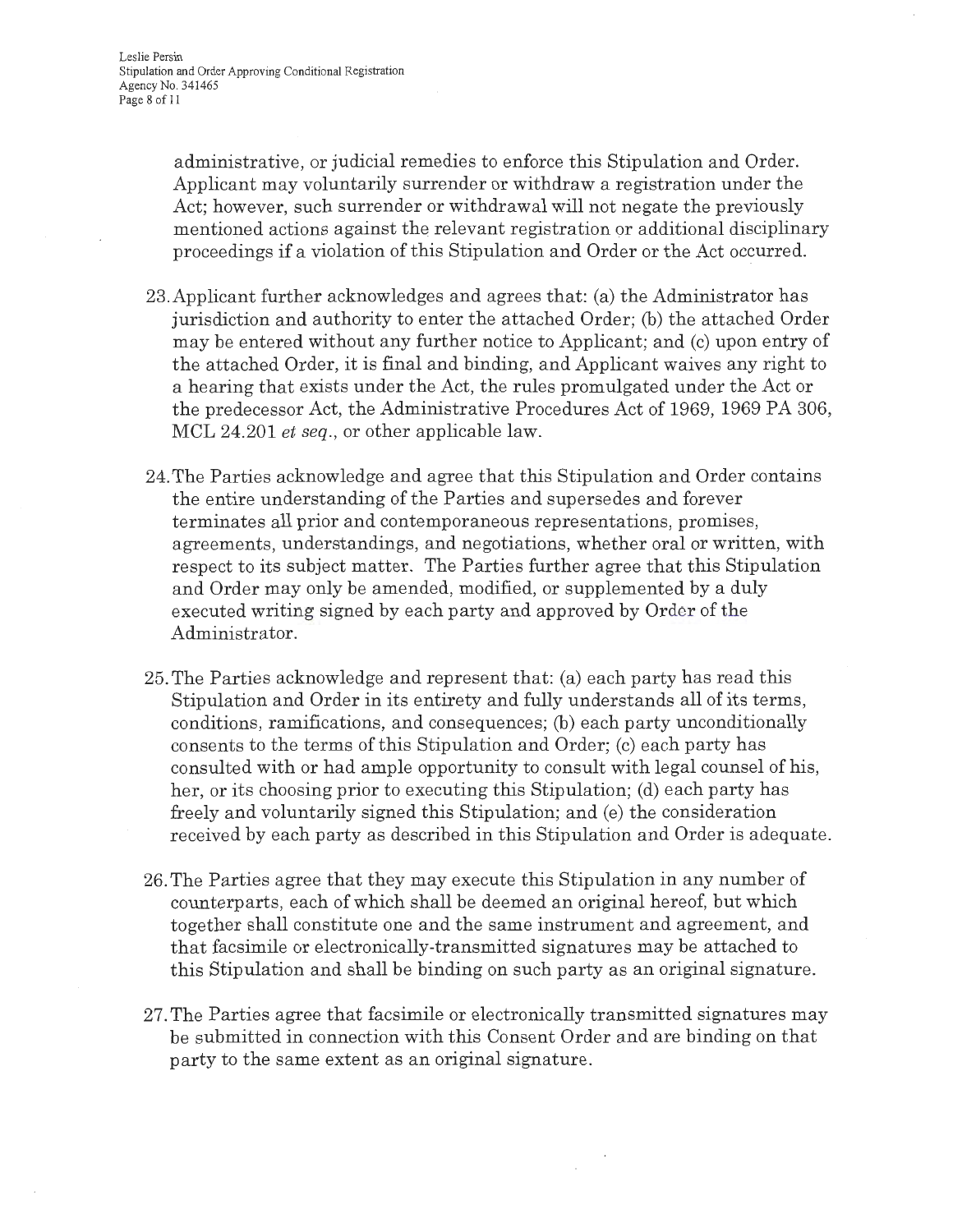administrative, or judicial remedies to enforce this Stipulation and Order. Applicant may voluntarily surrender or withdraw a registration under the Act; however, such surrender or withdrawal will not negate the previously mentioned actions against the relevant registration or additional disciplinary proceedings if a violation of this Stipulation and Order or the Act occurred.

23. Applicant further acknowledges and agrees that: (a) the Administrator has jurisdiction and authority to enter the attached Order; (b) the attached Order may be entered without any further notice to Applicant; and (c) upon entry of the attached Order, it is final and binding, and Applicant waives any right to a hearing that exists under the Act, the rules promulgated under the Act or the predecessor Act, the Administrative Procedures Act of 1969, 1969 PA 306, MCL 24.201 *et seq*., or other applicable law.

24. The Parties acknowledge and agree that this Stipulation and Order contains the entire understanding of the Parties and supersedes and forever terminates all prior and contemporaneous representations, promises, agreements, understandings, and negotiations, whether oral or written, with respect to its subject matter. The Parties further agree that this Stipulation and Order may only be amended, modified, or supplemented by a duly executed writing signed by each party and approved by Order of the Administrator.

25. The Parties acknowledge and represent that: (a) each party has read this Stipulation and Order in its entirety and fully understands all of its terms, conditions, ramifications, and consequences; (b) each party unconditionally consents to the terms of this Stipulation and Order; (c) each party has consulted with or had ample opportunity to consult with legal counsel of his, her, or its choosing prior to executing this Stipulation; (d) each party has freely and voluntarily signed this Stipulation; and (e) the consideration received by each party as described in this Stipulation and Order is adequate.

26. The Parties agree that they may execute this Stipulation in any number of counterparts, each of which shall be deemed an original hereof, but which together shall constitute one and the same instrument and agreement, and that facsimile or electronically-transmitted signatures may be attached to this Stipulation and shall be binding on such party as an original signature.

27. The Parties agree that facsimile or electronically transmitted signatures may be submitted in connection with this Consent Order and are binding on that party to the same extent as an original signature.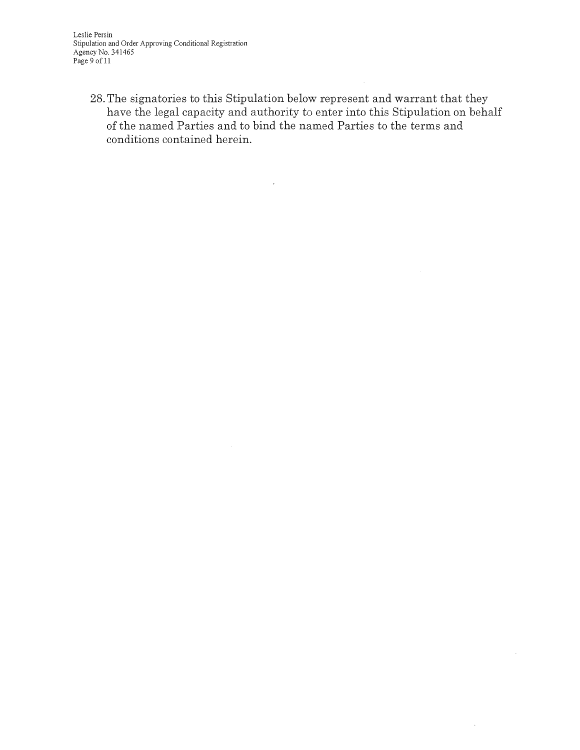28. The signatories to this Stipulation below represent and warrant that they have the legal capacity and authority to enter into this Stipulation on behalf of the named Parties and to bind the named Parties to the terms and conditions contained herein.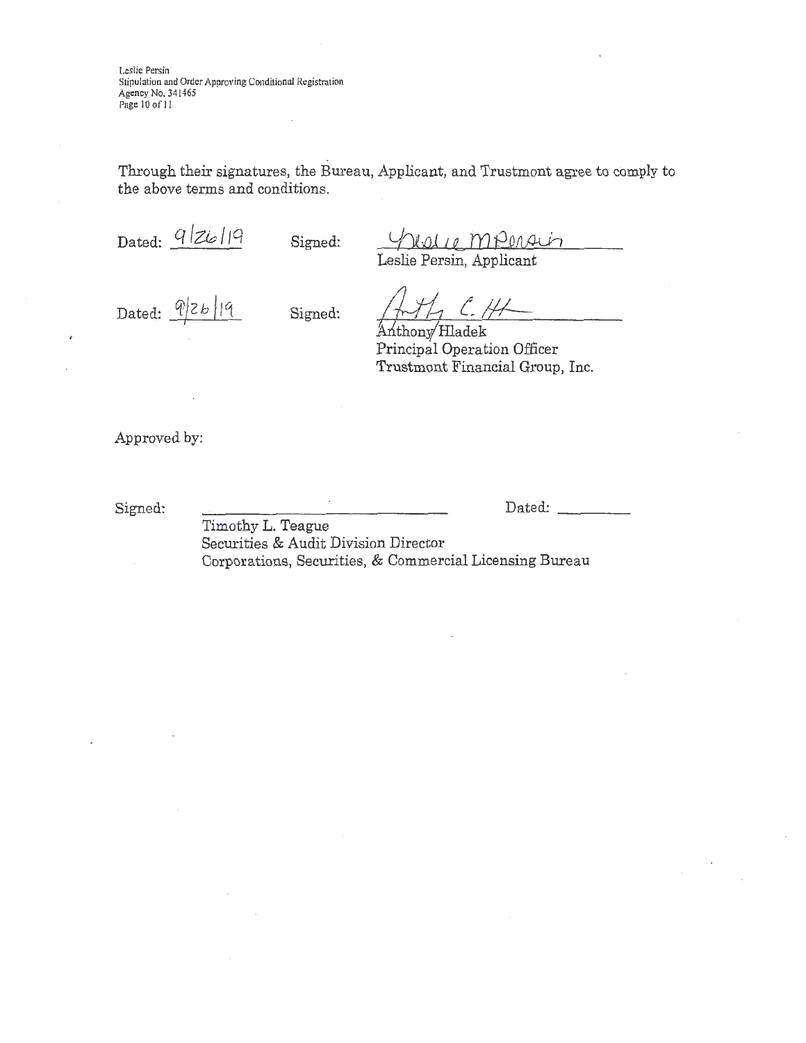Through their signatures, the Bureau, Applicant, and Trustmont agree to comply to the above terms and conditions.

Dated: 9/26/19 Signed: Leslie M Persin
Leslie Persin, Applicant

Dated: 9/26/19 Signed: Anthy C. H
Anthony Hladek
Principal Operation Officer
Trustmont Financial Group, Inc.

Approved by:

Signed: \_\_\_\_\_\_\_\_\_\_\_\_\_\_\_\_\_\_\_\_ Dated: \_\_\_\_\_\_\_\_

Timothy L. Teague
Securities & Audit Division Director
Corporations, Securities, & Commercial Licensing Bureau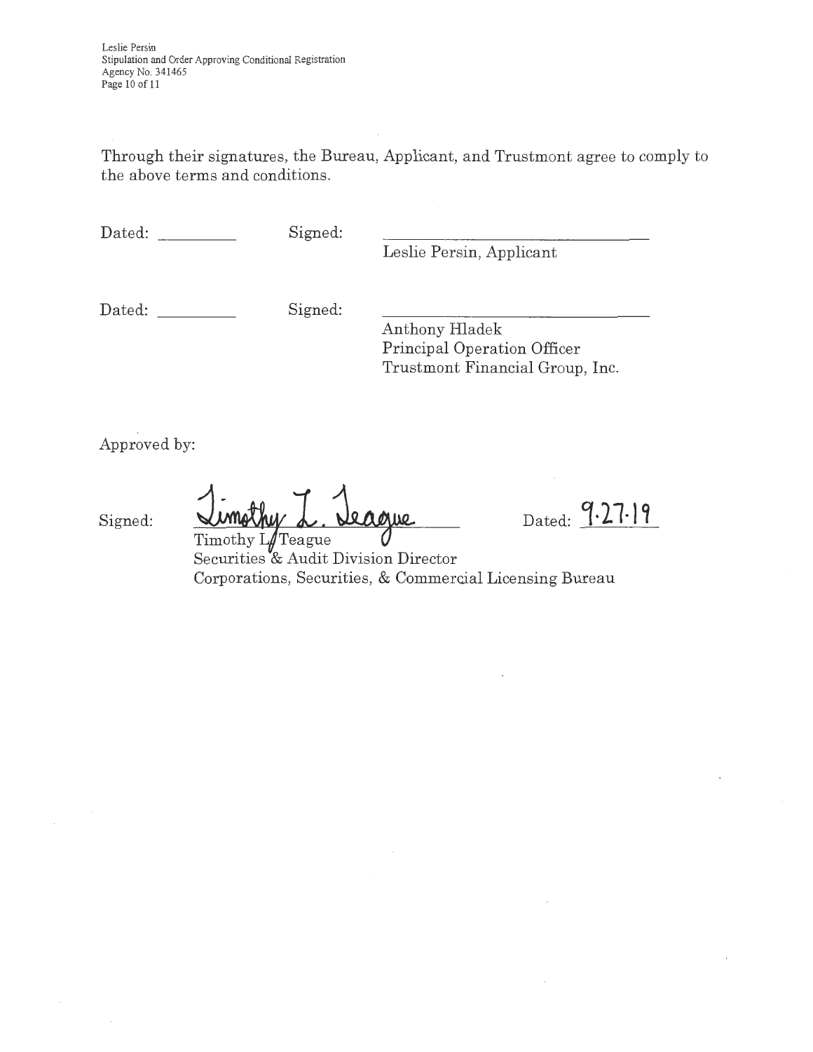Through their signatures, the Bureau, Applicant, and Trustmont agree to comply to the above terms and conditions.

Dated: \_\_\_\_\_\_\_\_\_ Signed: \_\_\_\_\_\_\_\_\_\_\_\_\_\_\_\_\_\_\_\_\_\_\_\_\_\_\_\_\_\_

Leslie Persin, Applicant

Dated: \_\_\_\_\_\_\_\_\_ Signed: \_\_\_\_\_\_\_\_\_\_\_\_\_\_\_\_\_\_\_\_\_\_\_\_\_\_\_\_\_\_

Anthony Hladek
Principal Operation Officer
Trustmont Financial Group, Inc.

Approved by:

Signed: Timothy L. Teague Dated: 9.27.19

Timothy L. Teague
Securities & Audit Division Director
Corporations, Securities, & Commercial Licensing Bureau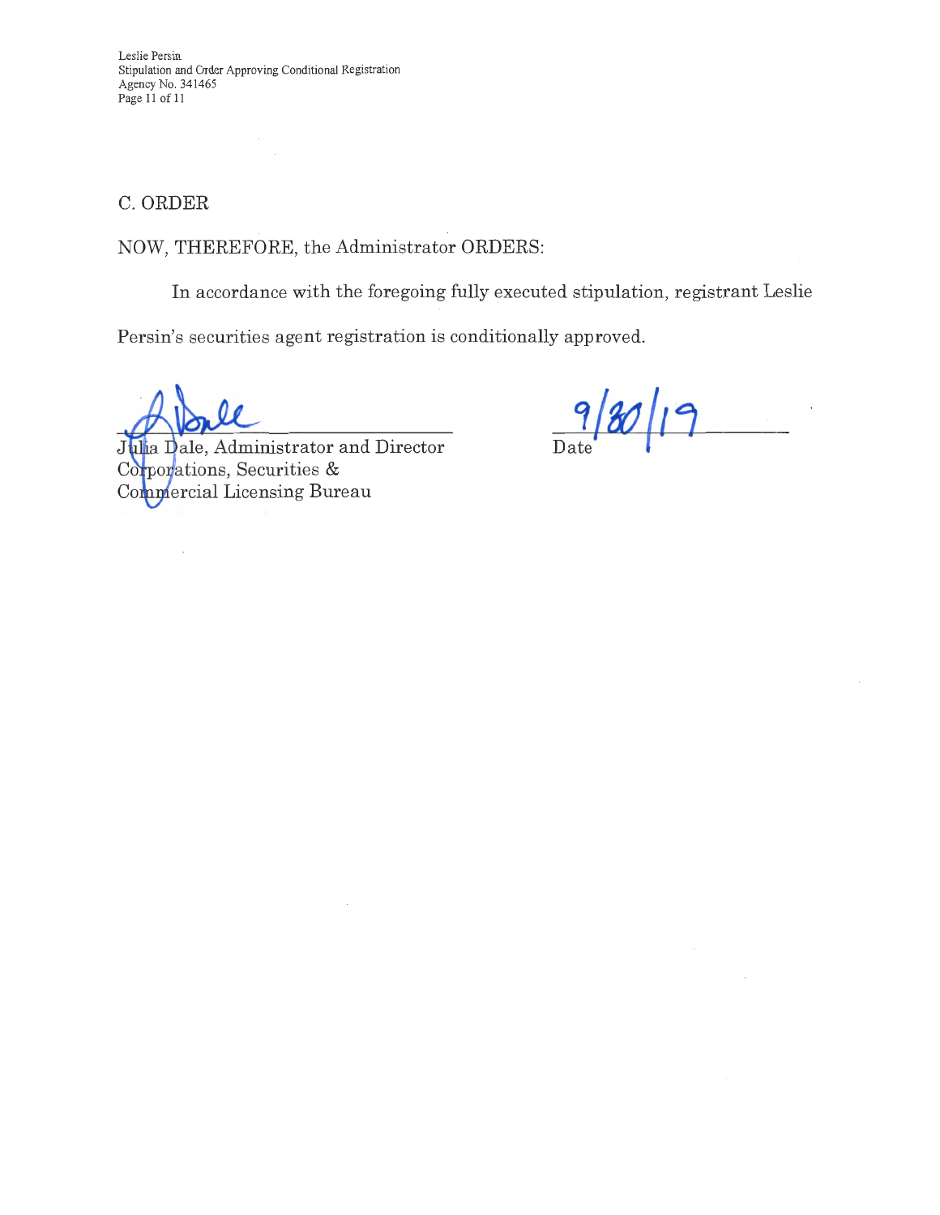## C. ORDER

NOW, THEREFORE, the Administrator ORDERS:

In accordance with the foregoing fully executed stipulation, registrant Leslie Persin's securities agent registration is conditionally approved.

Julia Dale, Administrator and Director
Corporations, Securities &
Commercial Licensing Bureau

9/30/19
Date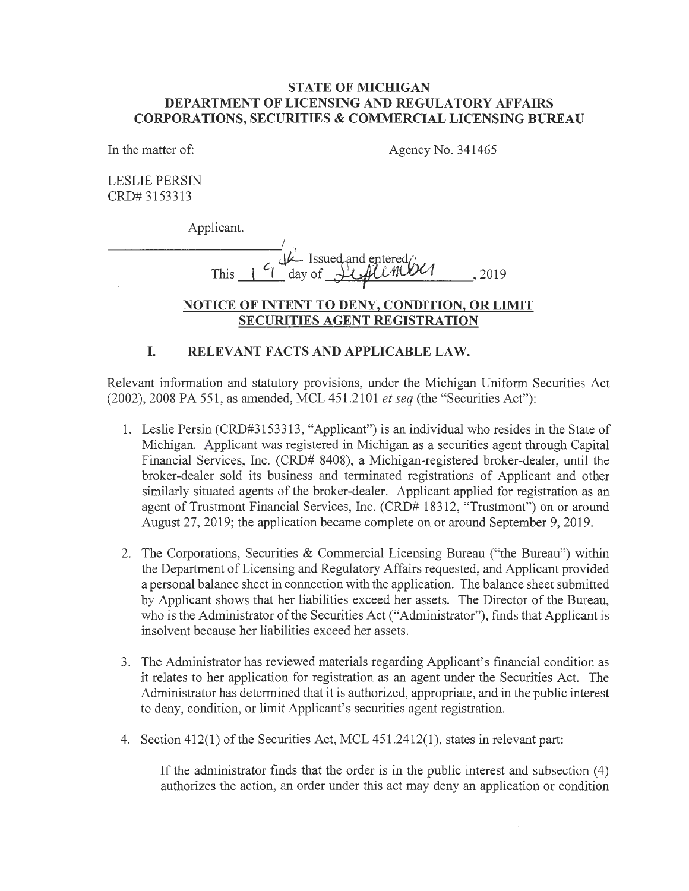**STATE OF MICHIGAN**
**DEPARTMENT OF LICENSING AND REGULATORY AFFAIRS**
**CORPORATIONS, SECURITIES & COMMERCIAL LICENSING BUREAU**

In the matter of: Agency No. 341465

LESLIE PERSIN
CRD# 3153313

Applicant.

______________________________/

Issued and entered
This 19th day of September, 2019

## NOTICE OF INTENT TO DENY, CONDITION, OR LIMIT SECURITIES AGENT REGISTRATION

### I. RELEVANT FACTS AND APPLICABLE LAW.

Relevant information and statutory provisions, under the Michigan Uniform Securities Act (2002), 2008 PA 551, as amended, MCL 451.2101 *et seq* (the "Securities Act"):

1. Leslie Persin (CRD#3153313, "Applicant") is an individual who resides in the State of Michigan. Applicant was registered in Michigan as a securities agent through Capital Financial Services, Inc. (CRD# 8408), a Michigan-registered broker-dealer, until the broker-dealer sold its business and terminated registrations of Applicant and other similarly situated agents of the broker-dealer. Applicant applied for registration as an agent of Trustmont Financial Services, Inc. (CRD# 18312, "Trustmont") on or around August 27, 2019; the application became complete on or around September 9, 2019.

2. The Corporations, Securities & Commercial Licensing Bureau ("the Bureau") within the Department of Licensing and Regulatory Affairs requested, and Applicant provided a personal balance sheet in connection with the application. The balance sheet submitted by Applicant shows that her liabilities exceed her assets. The Director of the Bureau, who is the Administrator of the Securities Act ("Administrator"), finds that Applicant is insolvent because her liabilities exceed her assets.

3. The Administrator has reviewed materials regarding Applicant's financial condition as it relates to her application for registration as an agent under the Securities Act. The Administrator has determined that it is authorized, appropriate, and in the public interest to deny, condition, or limit Applicant's securities agent registration.

4. Section 412(1) of the Securities Act, MCL 451.2412(1), states in relevant part:

   If the administrator finds that the order is in the public interest and subsection (4) authorizes the action, an order under this act may deny an application or condition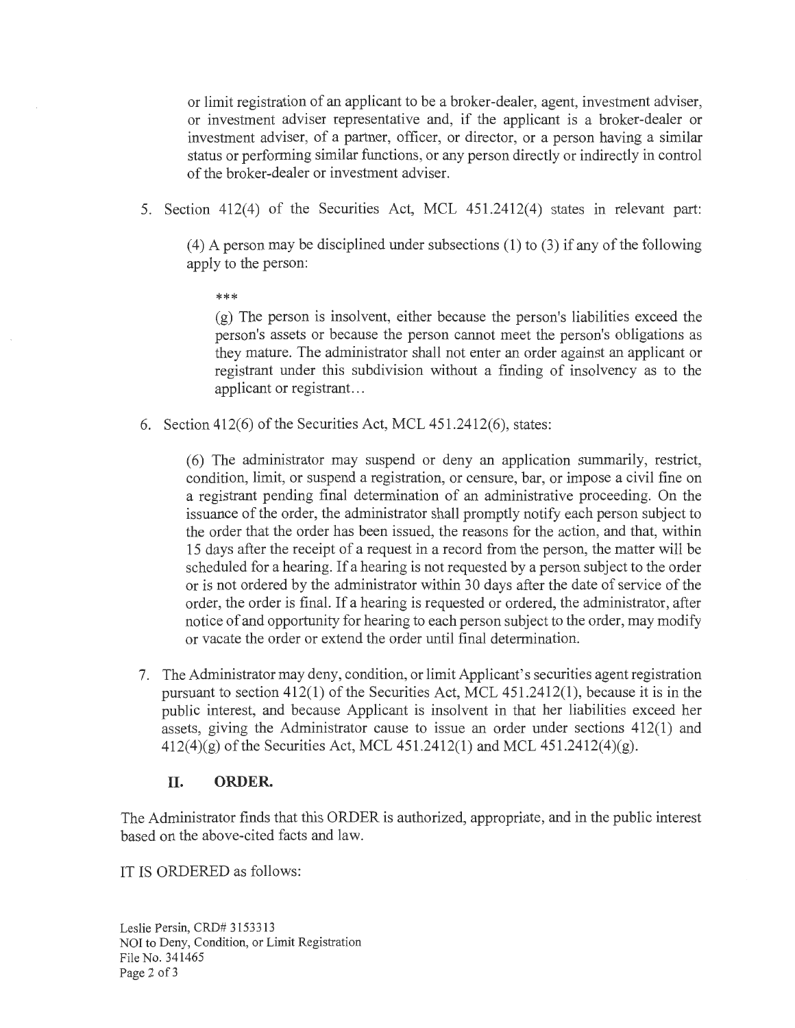or limit registration of an applicant to be a broker-dealer, agent, investment adviser, or investment adviser representative and, if the applicant is a broker-dealer or investment adviser, of a partner, officer, or director, or a person having a similar status or performing similar functions, or any person directly or indirectly in control of the broker-dealer or investment adviser.

5. Section 412(4) of the Securities Act, MCL 451.2412(4) states in relevant part:

   (4) A person may be disciplined under subsections (1) to (3) if any of the following apply to the person:

   ***

   (g) The person is insolvent, either because the person's liabilities exceed the person's assets or because the person cannot meet the person's obligations as they mature. The administrator shall not enter an order against an applicant or registrant under this subdivision without a finding of insolvency as to the applicant or registrant…

6. Section 412(6) of the Securities Act, MCL 451.2412(6), states:

   (6) The administrator may suspend or deny an application summarily, restrict, condition, limit, or suspend a registration, or censure, bar, or impose a civil fine on a registrant pending final determination of an administrative proceeding. On the issuance of the order, the administrator shall promptly notify each person subject to the order that the order has been issued, the reasons for the action, and that, within 15 days after the receipt of a request in a record from the person, the matter will be scheduled for a hearing. If a hearing is not requested by a person subject to the order or is not ordered by the administrator within 30 days after the date of service of the order, the order is final. If a hearing is requested or ordered, the administrator, after notice of and opportunity for hearing to each person subject to the order, may modify or vacate the order or extend the order until final determination.

7. The Administrator may deny, condition, or limit Applicant's securities agent registration pursuant to section 412(1) of the Securities Act, MCL 451.2412(1), because it is in the public interest, and because Applicant is insolvent in that her liabilities exceed her assets, giving the Administrator cause to issue an order under sections 412(1) and 412(4)(g) of the Securities Act, MCL 451.2412(1) and MCL 451.2412(4)(g).

## II. ORDER.

The Administrator finds that this ORDER is authorized, appropriate, and in the public interest based on the above-cited facts and law.

IT IS ORDERED as follows:

Leslie Persin, CRD# 3153313
NOI to Deny, Condition, or Limit Registration
File No. 341465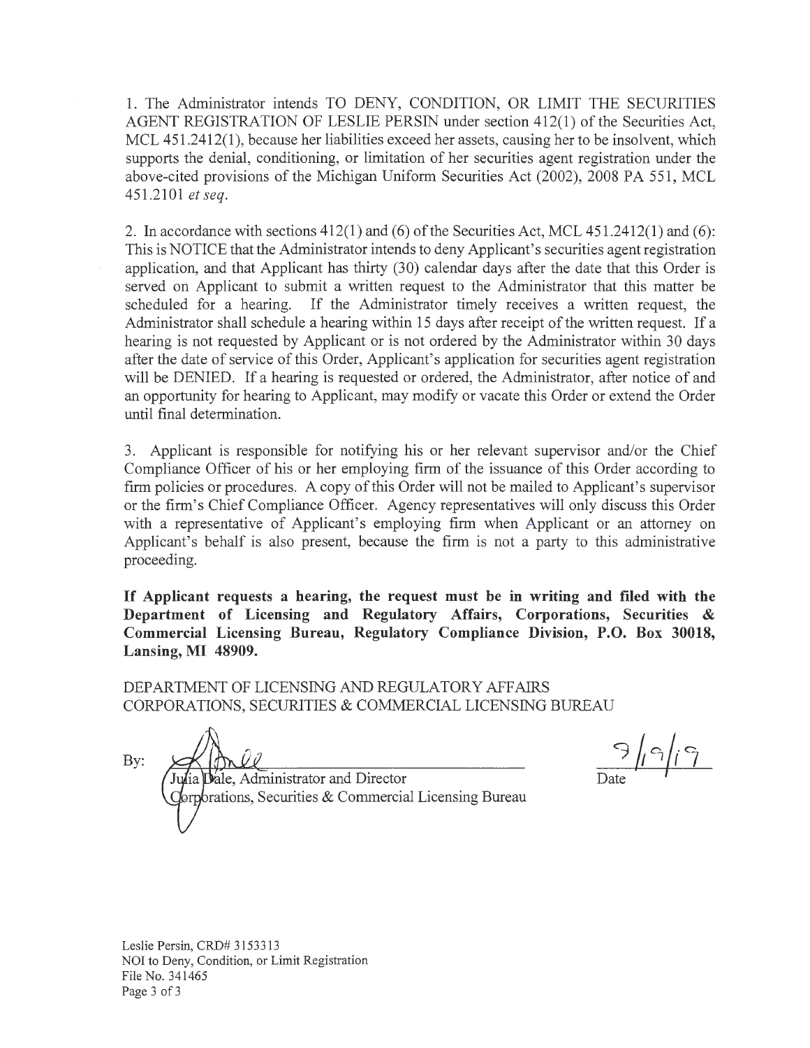1. The Administrator intends TO DENY, CONDITION, OR LIMIT THE SECURITIES AGENT REGISTRATION OF LESLIE PERSIN under section 412(1) of the Securities Act, MCL 451.2412(1), because her liabilities exceed her assets, causing her to be insolvent, which supports the denial, conditioning, or limitation of her securities agent registration under the above-cited provisions of the Michigan Uniform Securities Act (2002), 2008 PA 551, MCL 451.2101 *et seq*.

2. In accordance with sections 412(1) and (6) of the Securities Act, MCL 451.2412(1) and (6): This is NOTICE that the Administrator intends to deny Applicant's securities agent registration application, and that Applicant has thirty (30) calendar days after the date that this Order is served on Applicant to submit a written request to the Administrator that this matter be scheduled for a hearing. If the Administrator timely receives a written request, the Administrator shall schedule a hearing within 15 days after receipt of the written request. If a hearing is not requested by Applicant or is not ordered by the Administrator within 30 days after the date of service of this Order, Applicant's application for securities agent registration will be DENIED. If a hearing is requested or ordered, the Administrator, after notice of and an opportunity for hearing to Applicant, may modify or vacate this Order or extend the Order until final determination.

3. Applicant is responsible for notifying his or her relevant supervisor and/or the Chief Compliance Officer of his or her employing firm of the issuance of this Order according to firm policies or procedures. A copy of this Order will not be mailed to Applicant's supervisor or the firm's Chief Compliance Officer. Agency representatives will only discuss this Order with a representative of Applicant's employing firm when Applicant or an attorney on Applicant's behalf is also present, because the firm is not a party to this administrative proceeding.

**If Applicant requests a hearing, the request must be in writing and filed with the Department of Licensing and Regulatory Affairs, Corporations, Securities & Commercial Licensing Bureau, Regulatory Compliance Division, P.O. Box 30018, Lansing, MI 48909.**

DEPARTMENT OF LICENSING AND REGULATORY AFFAIRS
CORPORATIONS, SECURITIES & COMMERCIAL LICENSING BUREAU

By: ______________________________
Julia Dale, Administrator and Director
Corporations, Securities & Commercial Licensing Bureau

9/19/19
Date

Leslie Persin, CRD# 3153313
NOI to Deny, Condition, or Limit Registration
File No. 341465